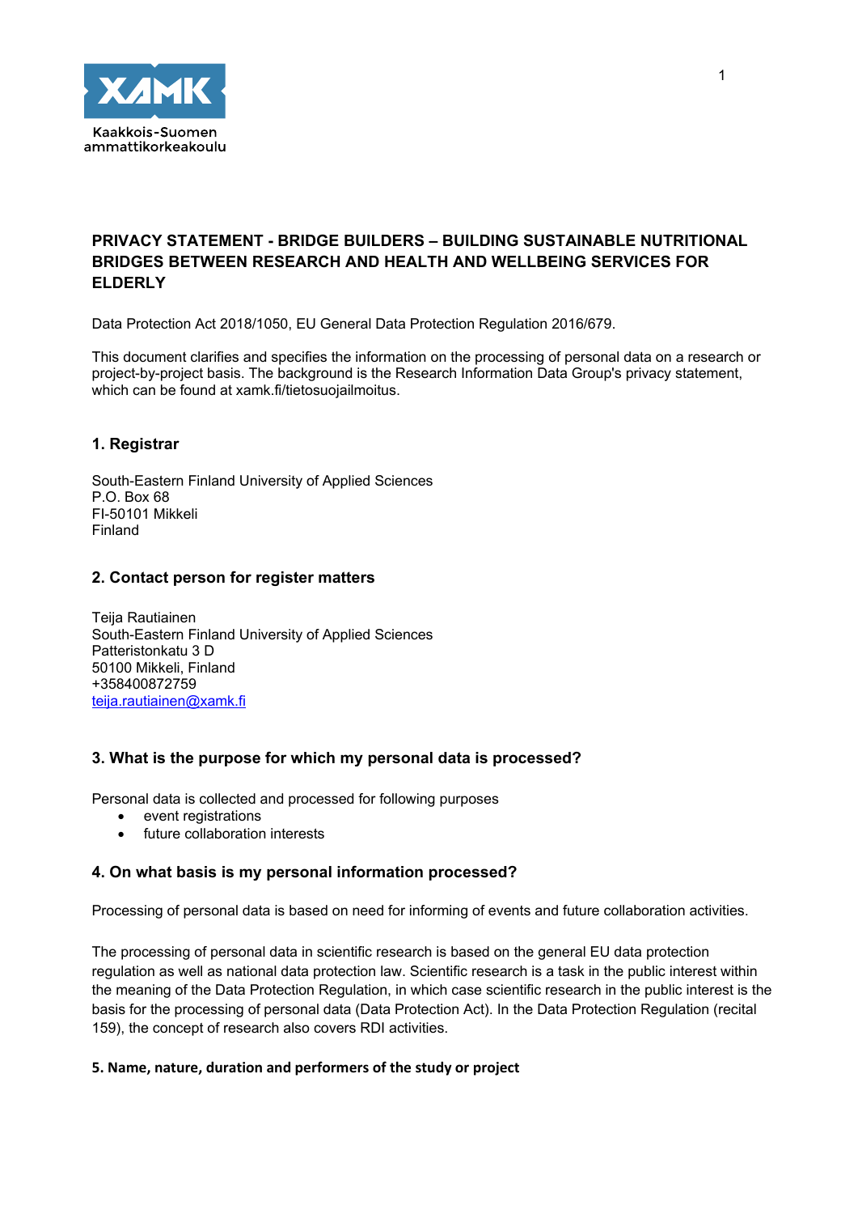## PRIVACY STATEMENT - BRIDGE BUILDERS – BUILDING SUSTAINABLE NUTRITIONAL BRIDGES BETWEEN RESEARCH AND HEALTH AND WELLBEING SERVICES FOR ELDERLY

Data Protection Act 2018/1050, EU General Data Protection Regulation 2016/679.

This document clarifies and specifies the information on the processing of personal data on a research or project-by-project basis. The background is the Research Information Data Group's privacy statement, which can be found at xamk.fi/tietosuojailmoitus.

### 1. Registrar

South-Eastern Finland University of Applied Sciences
P.O. Box 68
FI-50101 Mikkeli
Finland

### 2. Contact person for register matters

Teija Rautiainen
South-Eastern Finland University of Applied Sciences
Patteristonkatu 3 D
50100 Mikkeli, Finland
+358400872759
teija.rautiainen@xamk.fi

### 3. What is the purpose for which my personal data is processed?

Personal data is collected and processed for following purposes

- event registrations
- future collaboration interests

### 4. On what basis is my personal information processed?

Processing of personal data is based on need for informing of events and future collaboration activities.

The processing of personal data in scientific research is based on the general EU data protection regulation as well as national data protection law. Scientific research is a task in the public interest within the meaning of the Data Protection Regulation, in which case scientific research in the public interest is the basis for the processing of personal data (Data Protection Act). In the Data Protection Regulation (recital 159), the concept of research also covers RDI activities.

### 5. Name, nature, duration and performers of the study or project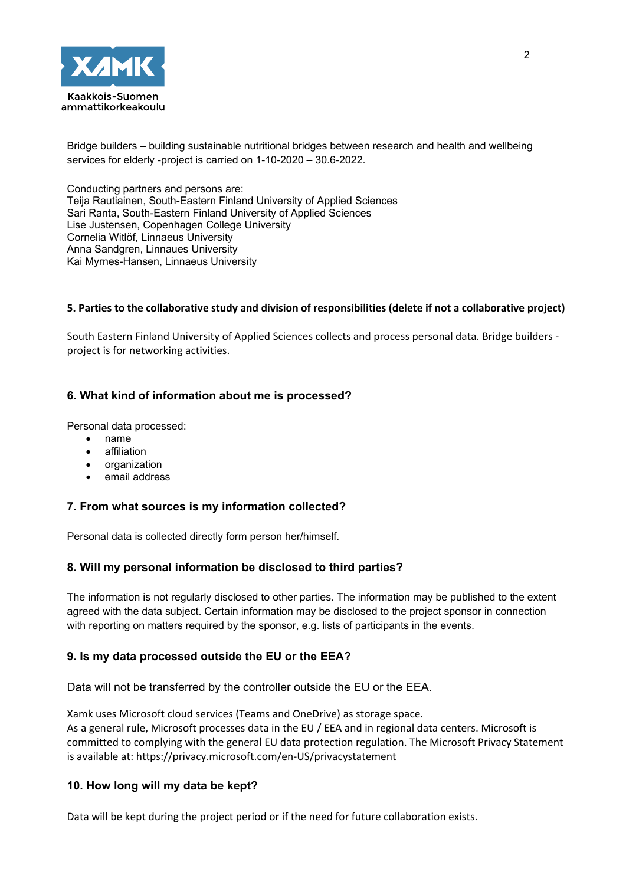Bridge builders – building sustainable nutritional bridges between research and health and wellbeing services for elderly -project is carried on 1-10-2020 – 30.6-2022.

Conducting partners and persons are:
Teija Rautiainen, South-Eastern Finland University of Applied Sciences
Sari Ranta, South-Eastern Finland University of Applied Sciences
Lise Justensen, Copenhagen College University
Cornelia Witlöf, Linnaeus University
Anna Sandgren, Linnaues University
Kai Myrnes-Hansen, Linnaeus University

**5. Parties to the collaborative study and division of responsibilities (delete if not a collaborative project)**

South Eastern Finland University of Applied Sciences collects and process personal data. Bridge builders - project is for networking activities.

### 6. What kind of information about me is processed?

Personal data processed:

- name
- affiliation
- organization
- email address

### 7. From what sources is my information collected?

Personal data is collected directly form person her/himself.

### 8. Will my personal information be disclosed to third parties?

The information is not regularly disclosed to other parties. The information may be published to the extent agreed with the data subject. Certain information may be disclosed to the project sponsor in connection with reporting on matters required by the sponsor, e.g. lists of participants in the events.

### 9. Is my data processed outside the EU or the EEA?

Data will not be transferred by the controller outside the EU or the EEA.

Xamk uses Microsoft cloud services (Teams and OneDrive) as storage space.
As a general rule, Microsoft processes data in the EU / EEA and in regional data centers. Microsoft is committed to complying with the general EU data protection regulation. The Microsoft Privacy Statement is available at: https://privacy.microsoft.com/en-US/privacystatement

### 10. How long will my data be kept?

Data will be kept during the project period or if the need for future collaboration exists.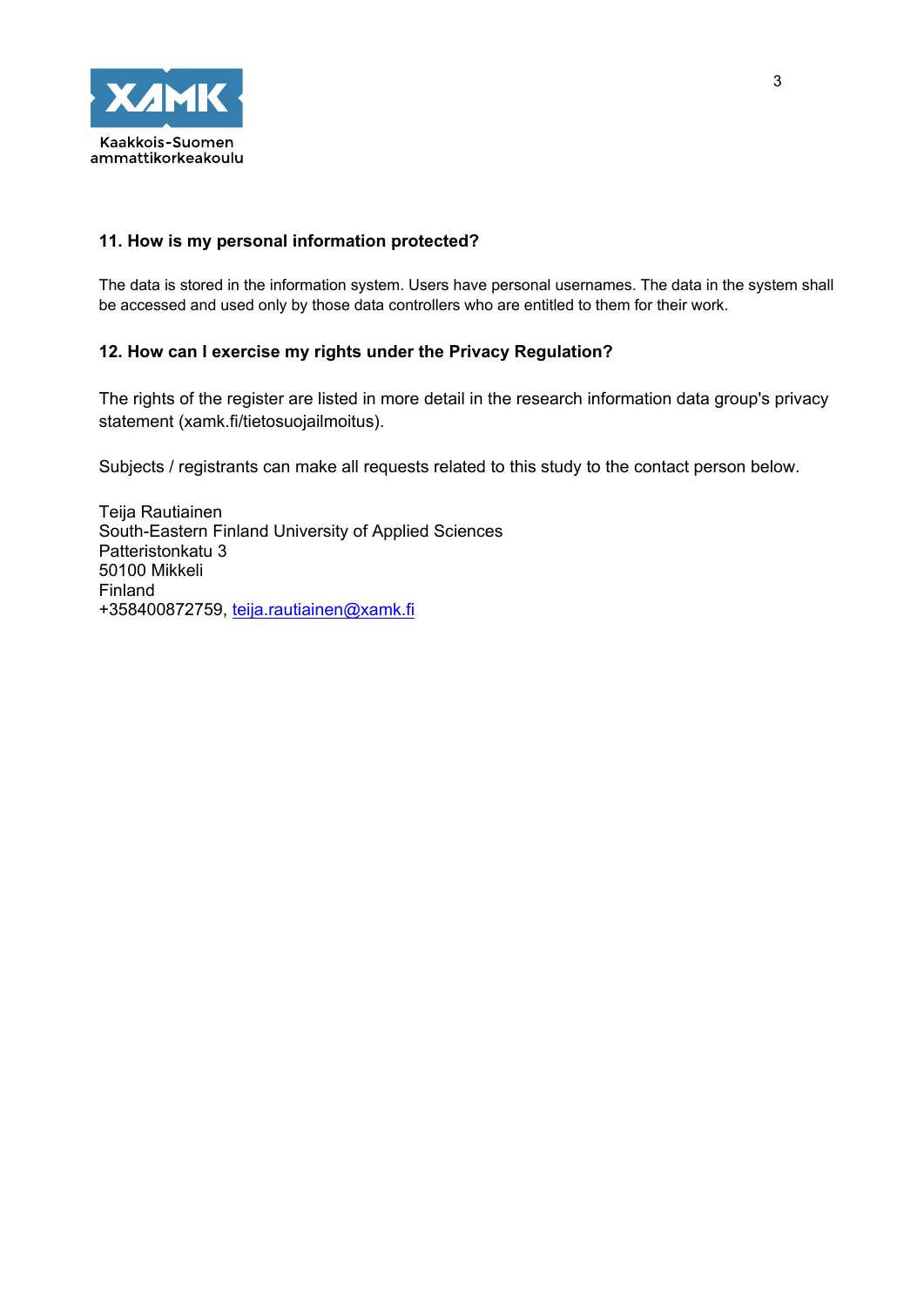### 11. How is my personal information protected?

The data is stored in the information system. Users have personal usernames. The data in the system shall be accessed and used only by those data controllers who are entitled to them for their work.

### 12. How can I exercise my rights under the Privacy Regulation?

The rights of the register are listed in more detail in the research information data group's privacy statement (xamk.fi/tietosuojailmoitus).

Subjects / registrants can make all requests related to this study to the contact person below.

Teija Rautiainen
South-Eastern Finland University of Applied Sciences
Patteristonkatu 3
50100 Mikkeli
Finland
+358400872759, teija.rautiainen@xamk.fi